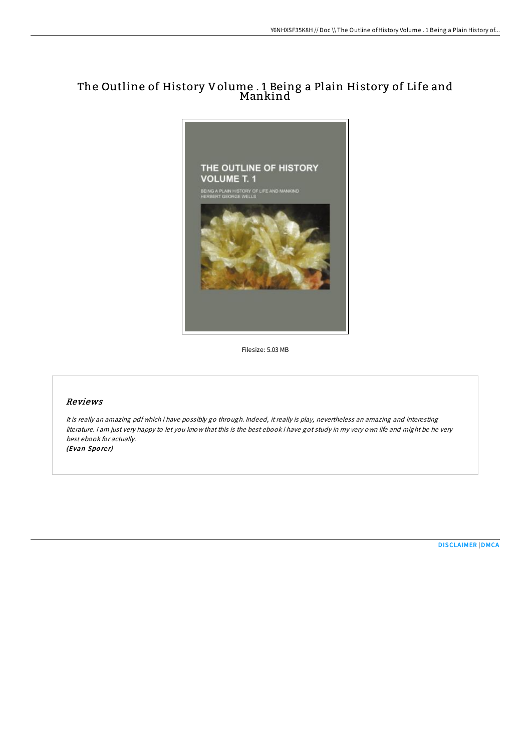# The Outline of History Volume . 1 Being a Plain History of Life and Mankind

Filesize: 5.03 MB

## Reviews

*It is really an amazing pdf which i have possibly go through. Indeed, it really is play, nevertheless an amazing and interesting literature. I am just very happy to let you know that this is the best ebook i have got study in my very own life and might be he very best ebook for actually.*

*(Evan Sporer)*

DISCLAIMER | DMCA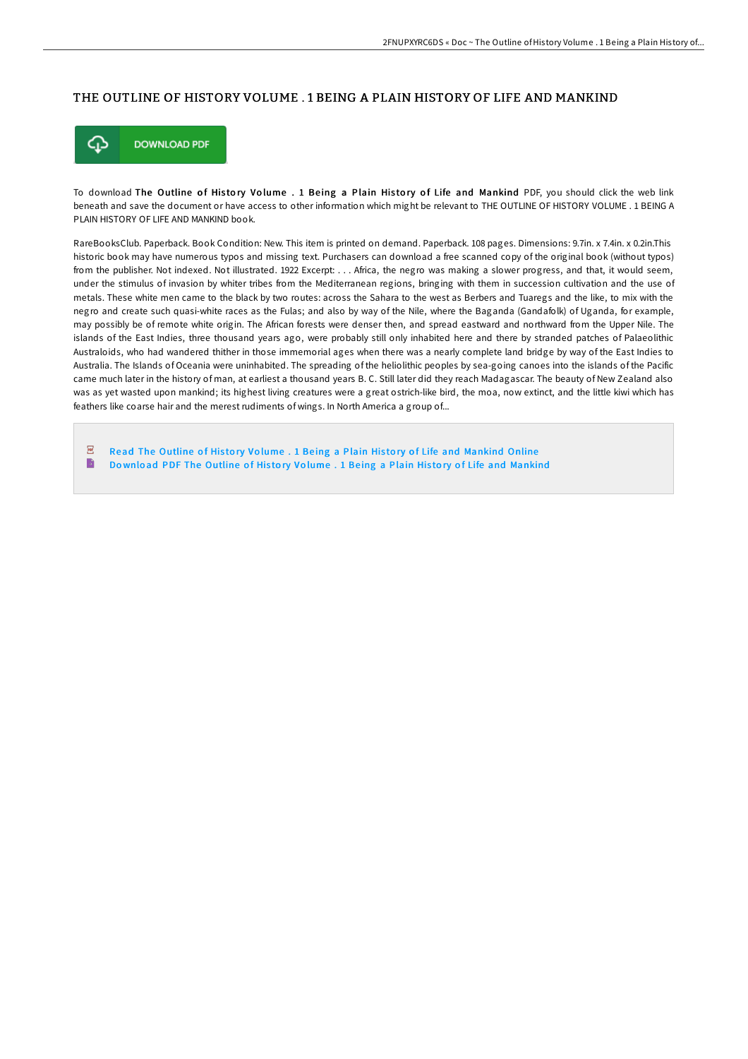# THE OUTLINE OF HISTORY VOLUME . 1 BEING A PLAIN HISTORY OF LIFE AND MANKIND

DOWNLOAD PDF

To download **The Outline of History Volume . 1 Being a Plain History of Life and Mankind** PDF, you should click the web link beneath and save the document or have access to other information which might be relevant to THE OUTLINE OF HISTORY VOLUME . 1 BEING A PLAIN HISTORY OF LIFE AND MANKIND book.

RareBooksClub. Paperback. Book Condition: New. This item is printed on demand. Paperback. 108 pages. Dimensions: 9.7in. x 7.4in. x 0.2in.This historic book may have numerous typos and missing text. Purchasers can download a free scanned copy of the original book (without typos) from the publisher. Not indexed. Not illustrated. 1922 Excerpt: . . . Africa, the negro was making a slower progress, and that, it would seem, under the stimulus of invasion by whiter tribes from the Mediterranean regions, bringing with them in succession cultivation and the use of metals. These white men came to the black by two routes: across the Sahara to the west as Berbers and Tuaregs and the like, to mix with the negro and create such quasi-white races as the Fulas; and also by way of the Nile, where the Baganda (Gandafolk) of Uganda, for example, may possibly be of remote white origin. The African forests were denser then, and spread eastward and northward from the Upper Nile. The islands of the East Indies, three thousand years ago, were probably still only inhabited here and there by stranded patches of Palaeolithic Australoids, who had wandered thither in those immemorial ages when there was a nearly complete land bridge by way of the East Indies to Australia. The Islands of Oceania were uninhabited. The spreading of the heliolithic peoples by sea-going canoes into the islands of the Pacific came much later in the history of man, at earliest a thousand years B. C. Still later did they reach Madagascar. The beauty of New Zealand also was as yet wasted upon mankind; its highest living creatures were a great ostrich-like bird, the moa, now extinct, and the little kiwi which has feathers like coarse hair and the merest rudiments of wings. In North America a group of...

- Read The Outline of History Volume . 1 Being a Plain History of Life and Mankind Online
- Download PDF The Outline of History Volume . 1 Being a Plain History of Life and Mankind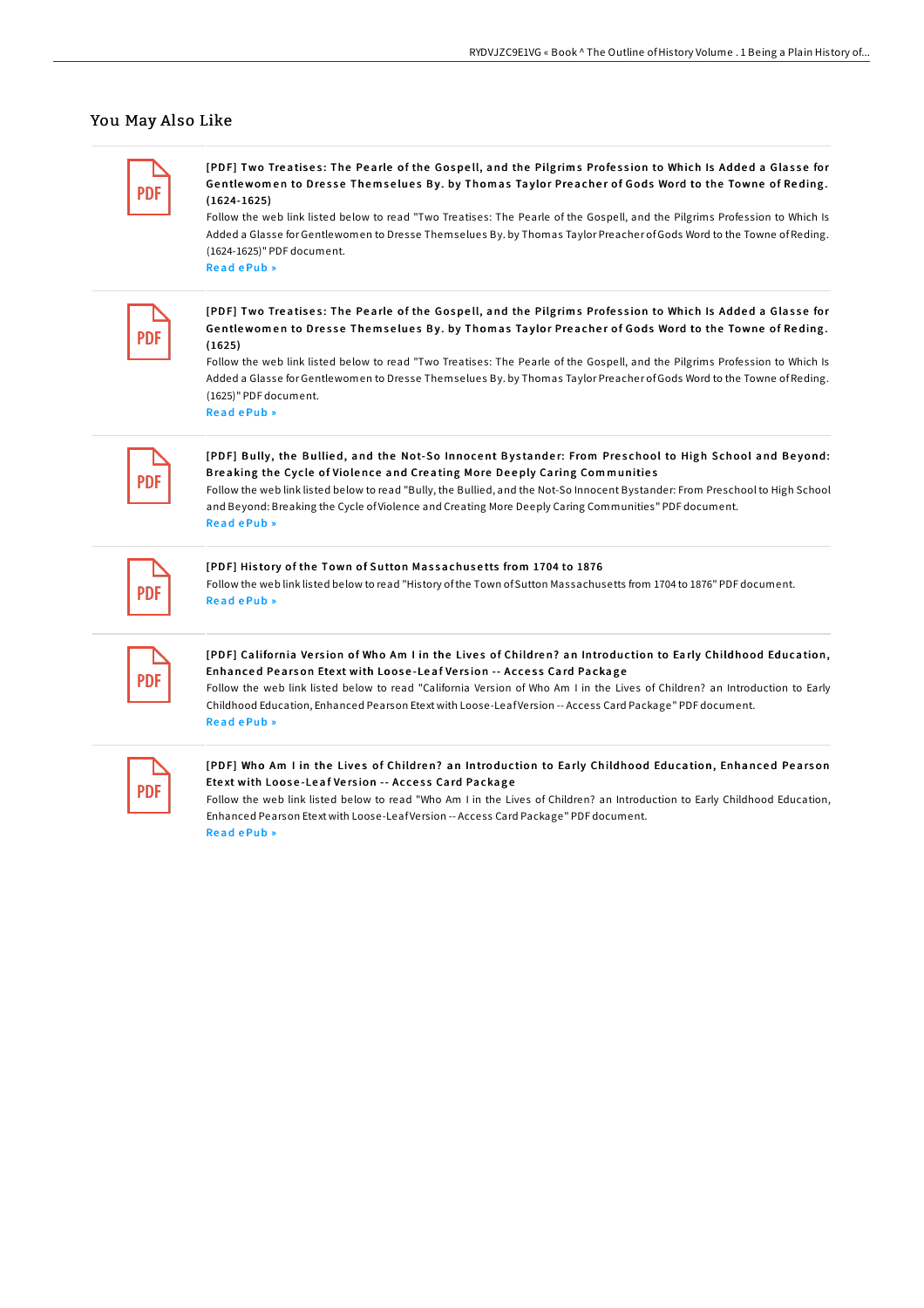## You May Also Like

**[PDF] Two Treatises: The Pearle of the Gospell, and the Pilgrims Profession to Which Is Added a Glasse for Gentlewomen to Dresse Themselues By. by Thomas Taylor Preacher of Gods Word to the Towne of Reding. (1624-1625)**

Follow the web link listed below to read "Two Treatises: The Pearle of the Gospell, and the Pilgrims Profession to Which Is Added a Glasse for Gentlewomen to Dresse Themselues By. by Thomas Taylor Preacher of Gods Word to the Towne of Reding. (1624-1625)" PDF document.

Read ePub »

**[PDF] Two Treatises: The Pearle of the Gospell, and the Pilgrims Profession to Which Is Added a Glasse for Gentlewomen to Dresse Themselues By. by Thomas Taylor Preacher of Gods Word to the Towne of Reding. (1625)**

Follow the web link listed below to read "Two Treatises: The Pearle of the Gospell, and the Pilgrims Profession to Which Is Added a Glasse for Gentlewomen to Dresse Themselues By. by Thomas Taylor Preacher of Gods Word to the Towne of Reding. (1625)" PDF document.

Read ePub »

**[PDF] Bully, the Bullied, and the Not-So Innocent Bystander: From Preschool to High School and Beyond: Breaking the Cycle of Violence and Creating More Deeply Caring Communities**

Follow the web link listed below to read "Bully, the Bullied, and the Not-So Innocent Bystander: From Preschool to High School and Beyond: Breaking the Cycle of Violence and Creating More Deeply Caring Communities" PDF document.

Read ePub »

**[PDF] History of the Town of Sutton Massachusetts from 1704 to 1876**

Follow the web link listed below to read "History of the Town of Sutton Massachusetts from 1704 to 1876" PDF document.

Read ePub »

**[PDF] California Version of Who Am I in the Lives of Children? an Introduction to Early Childhood Education, Enhanced Pearson Etext with Loose-Leaf Version -- Access Card Package**

Follow the web link listed below to read "California Version of Who Am I in the Lives of Children? an Introduction to Early Childhood Education, Enhanced Pearson Etext with Loose-Leaf Version -- Access Card Package" PDF document.

Read ePub »

**[PDF] Who Am I in the Lives of Children? an Introduction to Early Childhood Education, Enhanced Pearson Etext with Loose-Leaf Version -- Access Card Package**

Follow the web link listed below to read "Who Am I in the Lives of Children? an Introduction to Early Childhood Education, Enhanced Pearson Etext with Loose-Leaf Version -- Access Card Package" PDF document.

Read ePub »